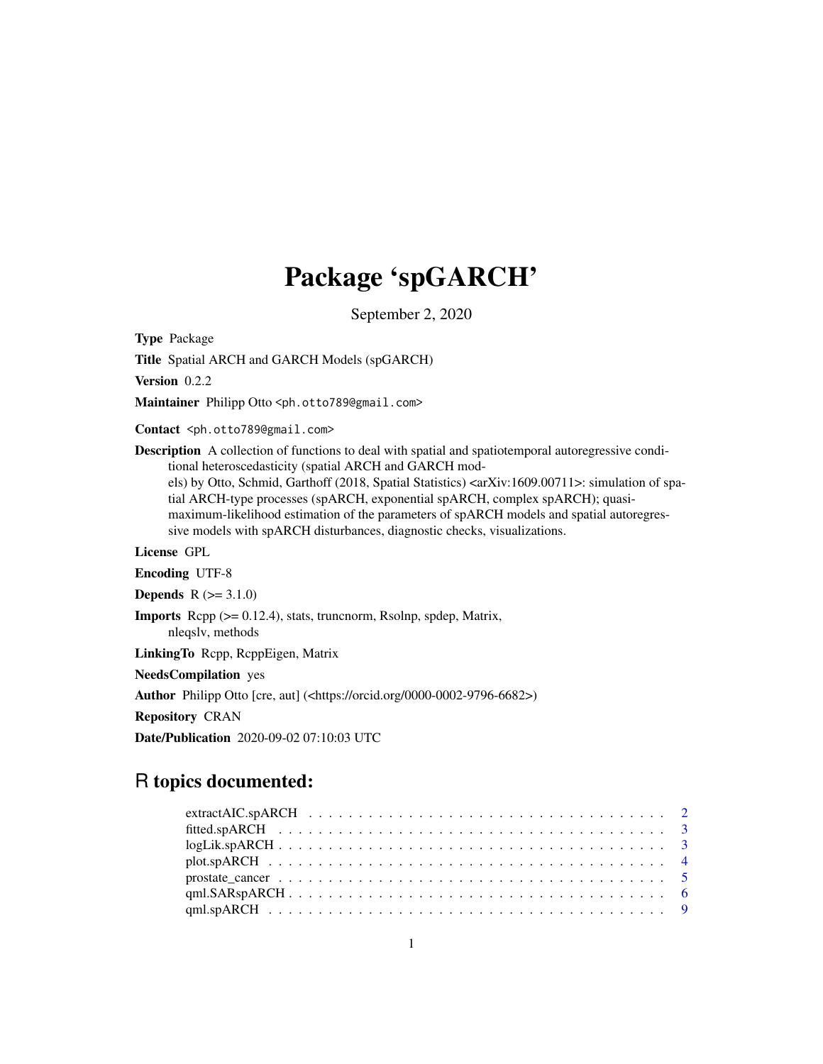# Package 'spGARCH'

September 2, 2020

**Type** Package

**Title** Spatial ARCH and GARCH Models (spGARCH)

**Version** 0.2.2

**Maintainer** Philipp Otto <ph.otto789@gmail.com>

**Contact** <ph.otto789@gmail.com>

**Description** A collection of functions to deal with spatial and spatiotemporal autoregressive conditional heteroscedasticity (spatial ARCH and GARCH models) by Otto, Schmid, Garthoff (2018, Spatial Statistics) <arXiv:1609.00711>: simulation of spatial ARCH-type processes (spARCH, exponential spARCH, complex spARCH); quasi-maximum-likelihood estimation of the parameters of spARCH models and spatial autoregressive models with spARCH disturbances, diagnostic checks, visualizations.

**License** GPL

**Encoding** UTF-8

**Depends** R (>= 3.1.0)

**Imports** Rcpp (>= 0.12.4), stats, truncnorm, Rsolnp, spdep, Matrix, nleqslv, methods

**LinkingTo** Rcpp, RcppEigen, Matrix

**NeedsCompilation** yes

**Author** Philipp Otto [cre, aut] (<https://orcid.org/0000-0002-9796-6682>)

**Repository** CRAN

**Date/Publication** 2020-09-02 07:10:03 UTC

## R topics documented:

| | |
|---|---|
| extractAIC.spARCH | 2 |
| fitted.spARCH | 3 |
| logLik.spARCH | 3 |
| plot.spARCH | 4 |
| prostate_cancer | 5 |
| qml.SARspARCH | 6 |
| qml.spARCH | 9 |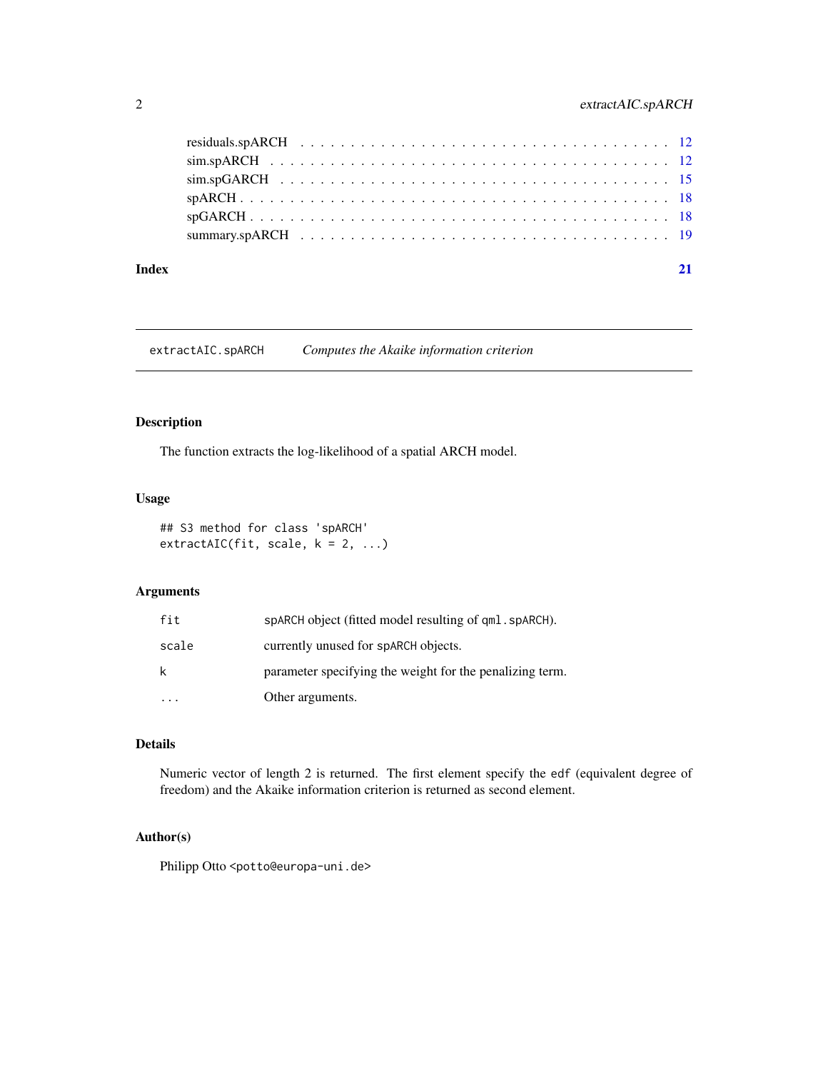| | |
|---|---|
| residuals.spARCH | 12 |
| sim.spARCH | 12 |
| sim.spGARCH | 15 |
| spARCH | 18 |
| spGARCH | 18 |
| summary.spARCH | 19 |

**Index** **21**

---

## extractAIC.spARCH *Computes the Akaike information criterion*

### Description

The function extracts the log-likelihood of a spatial ARCH model.

### Usage

```
## S3 method for class 'spARCH'
extractAIC(fit, scale, k = 2, ...)
```

### Arguments

| | |
|---|---|
| `fit` | `spARCH` object (fitted model resulting of `qml.spARCH`). |
| `scale` | currently unused for `spARCH` objects. |
| `k` | parameter specifying the weight for the penalizing term. |
| `...` | Other arguments. |

### Details

Numeric vector of length 2 is returned. The first element specify the `edf` (equivalent degree of freedom) and the Akaike information criterion is returned as second element.

### Author(s)

Philipp Otto <potto@europa-uni.de>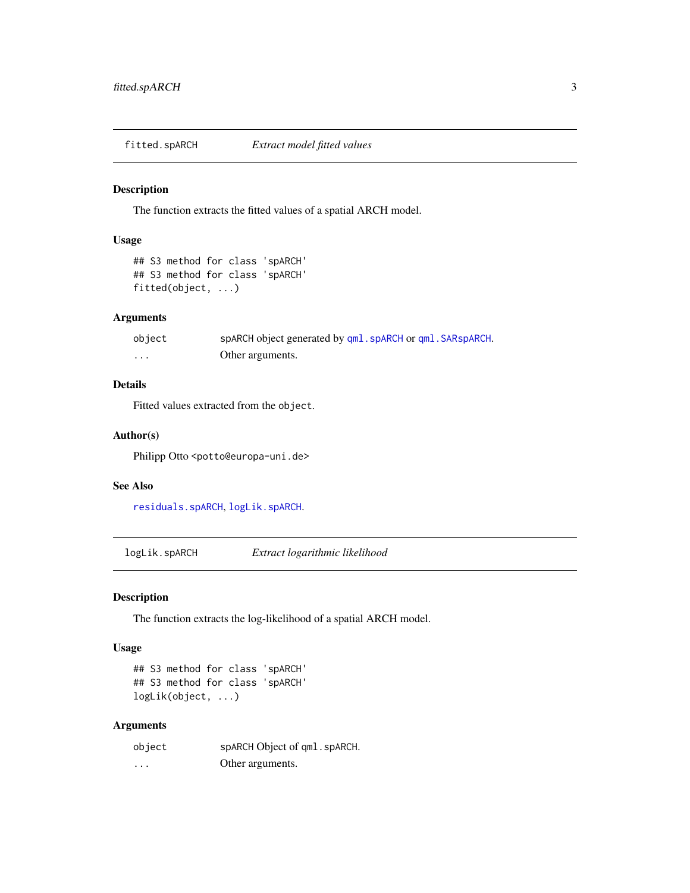## fitted.spARCH *Extract model fitted values*

### Description

The function extracts the fitted values of a spatial ARCH model.

### Usage

```
## S3 method for class 'spARCH'
## S3 method for class 'spARCH'
fitted(object, ...)
```

### Arguments

| | |
|---|---|
| `object` | spARCH object generated by `qml.spARCH` or `qml.SARspARCH`. |
| `...` | Other arguments. |

### Details

Fitted values extracted from the `object`.

### Author(s)

Philipp Otto <potto@europa-uni.de>

### See Also

`residuals.spARCH`, `logLik.spARCH`.

## logLik.spARCH *Extract logarithmic likelihood*

### Description

The function extracts the log-likelihood of a spatial ARCH model.

### Usage

```
## S3 method for class 'spARCH'
## S3 method for class 'spARCH'
logLik(object, ...)
```

### Arguments

| | |
|---|---|
| `object` | spARCH Object of `qml.spARCH`. |
| `...` | Other arguments. |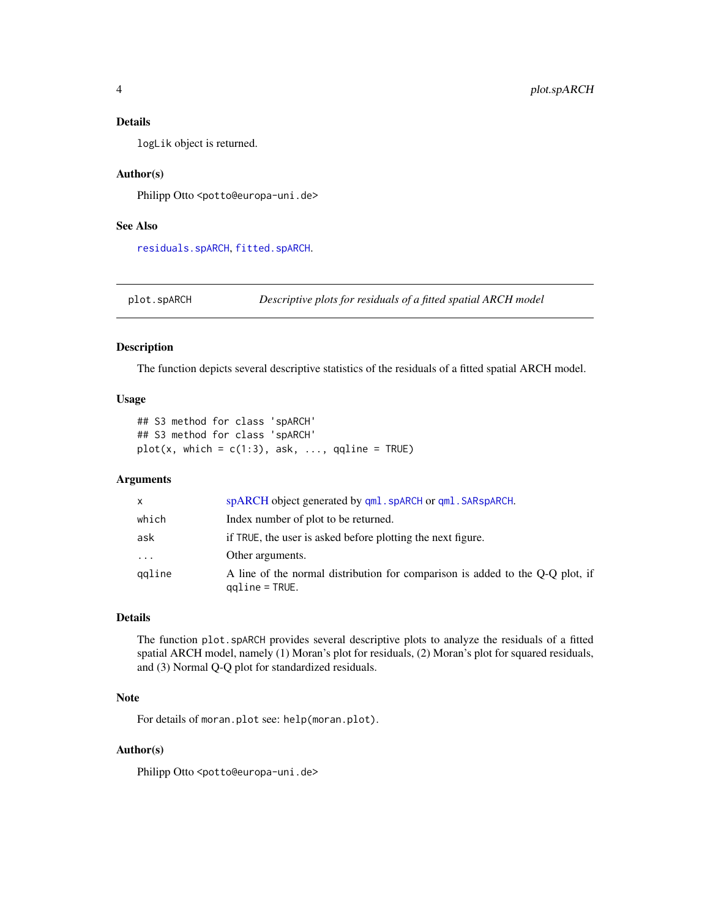### Details

`logLik` object is returned.

### Author(s)

Philipp Otto <potto@europa-uni.de>

### See Also

`residuals.spARCH`, `fitted.spARCH`.

---

## plot.spARCH — *Descriptive plots for residuals of a fitted spatial ARCH model*

---

### Description

The function depicts several descriptive statistics of the residuals of a fitted spatial ARCH model.

### Usage

```
## S3 method for class 'spARCH'
## S3 method for class 'spARCH'
plot(x, which = c(1:3), ask, ..., qqline = TRUE)
```

### Arguments

| | |
|---|---|
| `x` | spARCH object generated by `qml.spARCH` or `qml.SARspARCH`. |
| `which` | Index number of plot to be returned. |
| `ask` | if `TRUE`, the user is asked before plotting the next figure. |
| `...` | Other arguments. |
| `qqline` | A line of the normal distribution for comparison is added to the Q-Q plot, if `qqline = TRUE`. |

### Details

The function `plot.spARCH` provides several descriptive plots to analyze the residuals of a fitted spatial ARCH model, namely (1) Moran's plot for residuals, (2) Moran's plot for squared residuals, and (3) Normal Q-Q plot for standardized residuals.

### Note

For details of `moran.plot` see: `help(moran.plot)`.

### Author(s)

Philipp Otto <potto@europa-uni.de>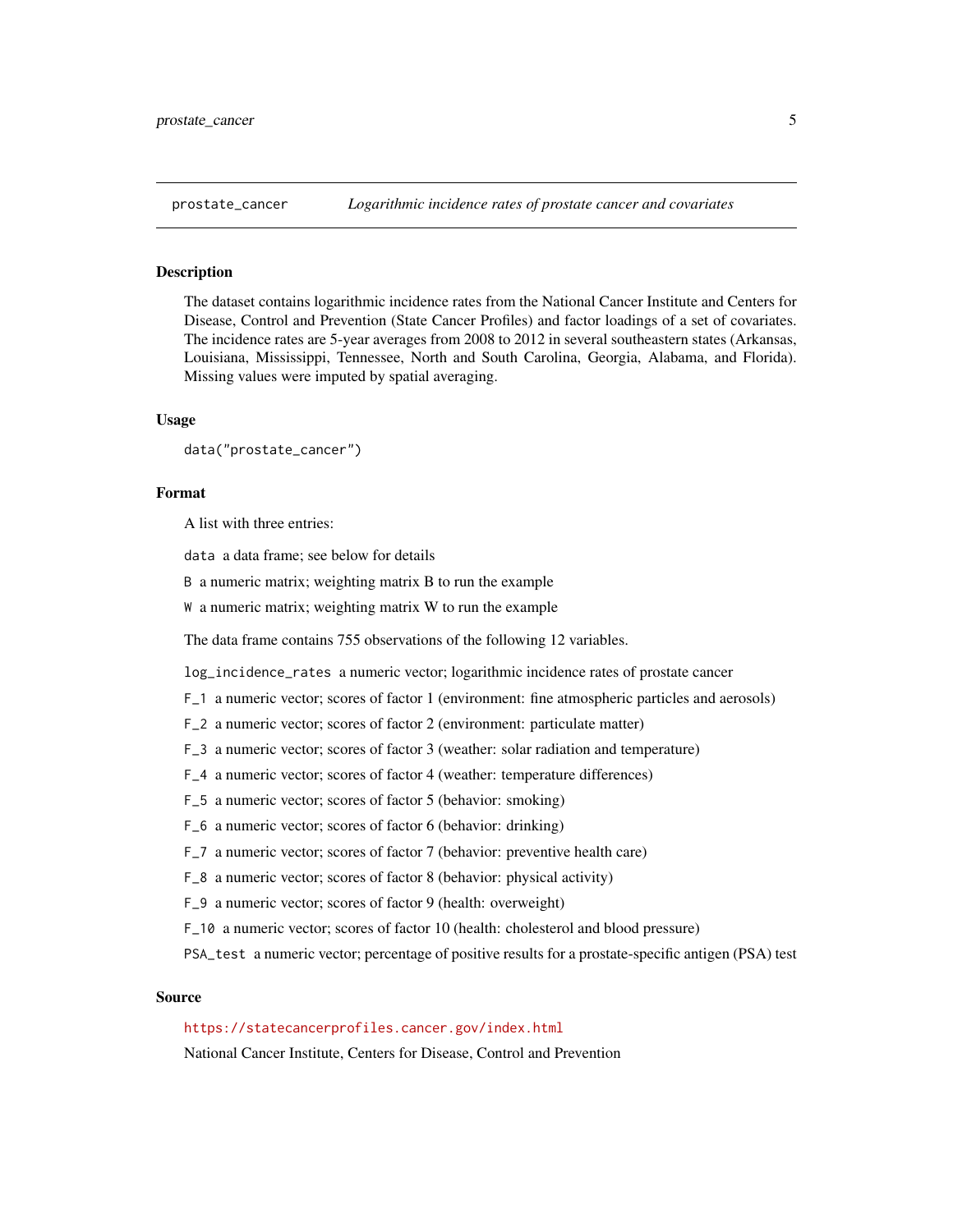## prostate_cancer — *Logarithmic incidence rates of prostate cancer and covariates*

### Description

The dataset contains logarithmic incidence rates from the National Cancer Institute and Centers for Disease, Control and Prevention (State Cancer Profiles) and factor loadings of a set of covariates. The incidence rates are 5-year averages from 2008 to 2012 in several southeastern states (Arkansas, Louisiana, Mississippi, Tennessee, North and South Carolina, Georgia, Alabama, and Florida). Missing values were imputed by spatial averaging.

### Usage

```
data("prostate_cancer")
```

### Format

A list with three entries:

- `data` a data frame; see below for details
- `B` a numeric matrix; weighting matrix B to run the example
- `W` a numeric matrix; weighting matrix W to run the example

The data frame contains 755 observations of the following 12 variables.

- `log_incidence_rates` a numeric vector; logarithmic incidence rates of prostate cancer
- `F_1` a numeric vector; scores of factor 1 (environment: fine atmospheric particles and aerosols)
- `F_2` a numeric vector; scores of factor 2 (environment: particulate matter)
- `F_3` a numeric vector; scores of factor 3 (weather: solar radiation and temperature)
- `F_4` a numeric vector; scores of factor 4 (weather: temperature differences)
- `F_5` a numeric vector; scores of factor 5 (behavior: smoking)
- `F_6` a numeric vector; scores of factor 6 (behavior: drinking)
- `F_7` a numeric vector; scores of factor 7 (behavior: preventive health care)
- `F_8` a numeric vector; scores of factor 8 (behavior: physical activity)
- `F_9` a numeric vector; scores of factor 9 (health: overweight)
- `F_10` a numeric vector; scores of factor 10 (health: cholesterol and blood pressure)
- `PSA_test` a numeric vector; percentage of positive results for a prostate-specific antigen (PSA) test

### Source

https://statecancerprofiles.cancer.gov/index.html

National Cancer Institute, Centers for Disease, Control and Prevention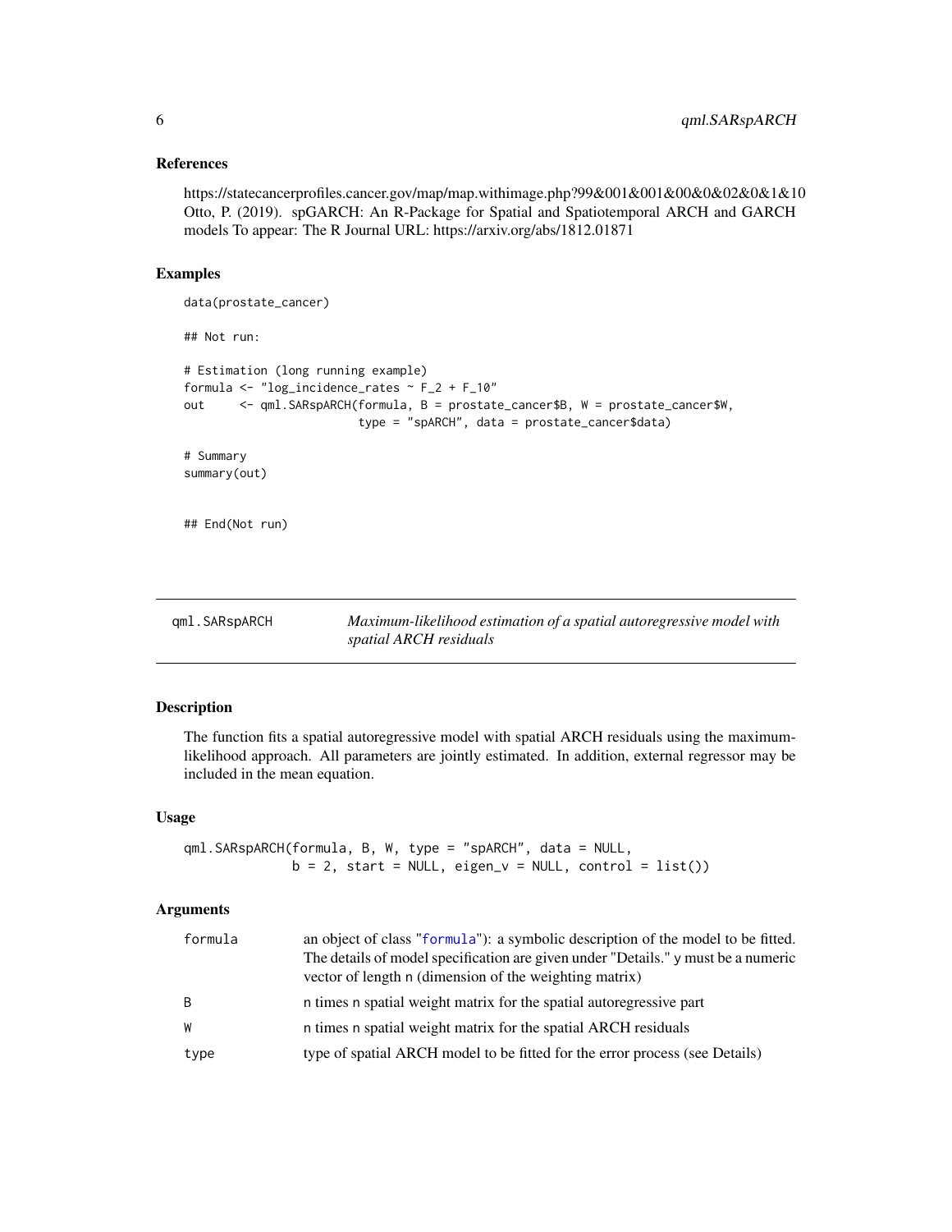### References

https://statecancerprofiles.cancer.gov/map/map.withimage.php?99&001&001&00&0&02&0&1&10
Otto, P. (2019). spGARCH: An R-Package for Spatial and Spatiotemporal ARCH and GARCH models To appear: The R Journal URL: https://arxiv.org/abs/1812.01871

### Examples

```
data(prostate_cancer)

## Not run:

# Estimation (long running example)
formula <- "log_incidence_rates ~ F_2 + F_10"
out     <- qml.SARspARCH(formula, B = prostate_cancer$B, W = prostate_cancer$W,
                         type = "spARCH", data = prostate_cancer$data)

# Summary
summary(out)


## End(Not run)
```

---

## qml.SARspARCH — *Maximum-likelihood estimation of a spatial autoregressive model with spatial ARCH residuals*

---

### Description

The function fits a spatial autoregressive model with spatial ARCH residuals using the maximum-likelihood approach. All parameters are jointly estimated. In addition, external regressor may be included in the mean equation.

### Usage

```
qml.SARspARCH(formula, B, W, type = "spARCH", data = NULL,
              b = 2, start = NULL, eigen_v = NULL, control = list())
```

### Arguments

| | |
|---|---|
| `formula` | an object of class "formula"): a symbolic description of the model to be fitted. The details of model specification are given under "Details." y must be a numeric vector of length n (dimension of the weighting matrix) |
| `B` | n times n spatial weight matrix for the spatial autoregressive part |
| `W` | n times n spatial weight matrix for the spatial ARCH residuals |
| `type` | type of spatial ARCH model to be fitted for the error process (see Details) |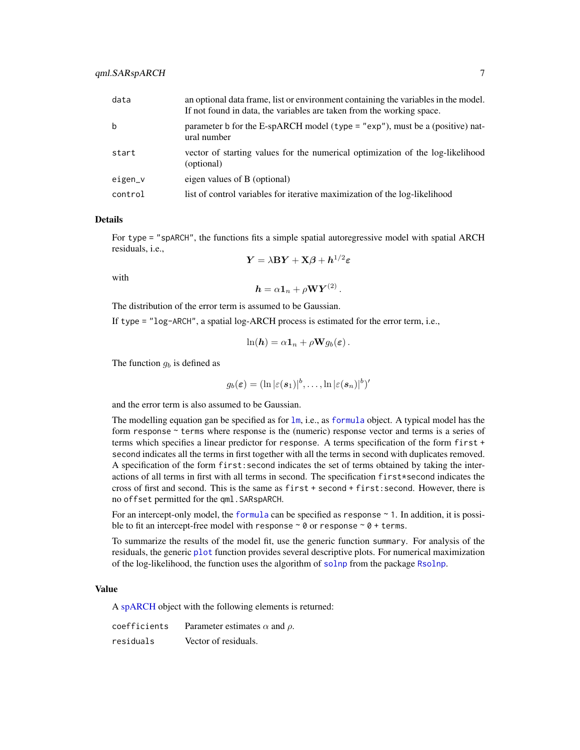| | |
|---|---|
| `data` | an optional data frame, list or environment containing the variables in the model. If not found in data, the variables are taken from the working space. |
| `b` | parameter b for the E-spARCH model (type = "exp"), must be a (positive) natural number |
| `start` | vector of starting values for the numerical optimization of the log-likelihood (optional) |
| `eigen_v` | eigen values of B (optional) |
| `control` | list of control variables for iterative maximization of the log-likelihood |

## Details

For `type = "spARCH"`, the functions fits a simple spatial autoregressive model with spatial ARCH residuals, i.e.,

$$\boldsymbol{Y} = \lambda \mathbf{B} \boldsymbol{Y} + \mathbf{X}\boldsymbol{\beta} + \boldsymbol{h}^{1/2}\boldsymbol{\varepsilon}$$

with

$$\boldsymbol{h} = \alpha \mathbf{1}_n + \rho \mathbf{W} \boldsymbol{Y}^{(2)}\,.$$

The distribution of the error term is assumed to be Gaussian.

If `type = "log-ARCH"`, a spatial log-ARCH process is estimated for the error term, i.e.,

$$\ln(\boldsymbol{h}) = \alpha \mathbf{1}_n + \rho \mathbf{W} g_b(\boldsymbol{\varepsilon})\,.$$

The function $g_b$ is defined as

$$g_b(\boldsymbol{\varepsilon}) = (\ln|\varepsilon(\boldsymbol{s}_1)|^b, \ldots, \ln|\varepsilon(\boldsymbol{s}_n)|^b)'$$

and the error term is also assumed to be Gaussian.

The modelling equation gan be specified as for `lm`, i.e., as `formula` object. A typical model has the form `response ~ terms` where response is the (numeric) response vector and terms is a series of terms which specifies a linear predictor for `response`. A terms specification of the form `first + second` indicates all the terms in first together with all the terms in second with duplicates removed. A specification of the form `first:second` indicates the set of terms obtained by taking the interactions of all terms in first with all terms in second. The specification `first*second` indicates the cross of first and second. This is the same as `first + second + first:second`. However, there is no `offset` permitted for the `qml.SARspARCH`.

For an intercept-only model, the `formula` can be specified as `response ~ 1`. In addition, it is possible to fit an intercept-free model with `response ~ 0` or `response ~ 0 + terms`.

To summarize the results of the model fit, use the generic function `summary`. For analysis of the residuals, the generic `plot` function provides several descriptive plots. For numerical maximization of the log-likelihood, the function uses the algorithm of `solnp` from the package `Rsolnp`.

## Value

A spARCH object with the following elements is returned:

| | |
|---|---|
| `coefficients` | Parameter estimates $\alpha$ and $\rho$. |
| `residuals` | Vector of residuals. |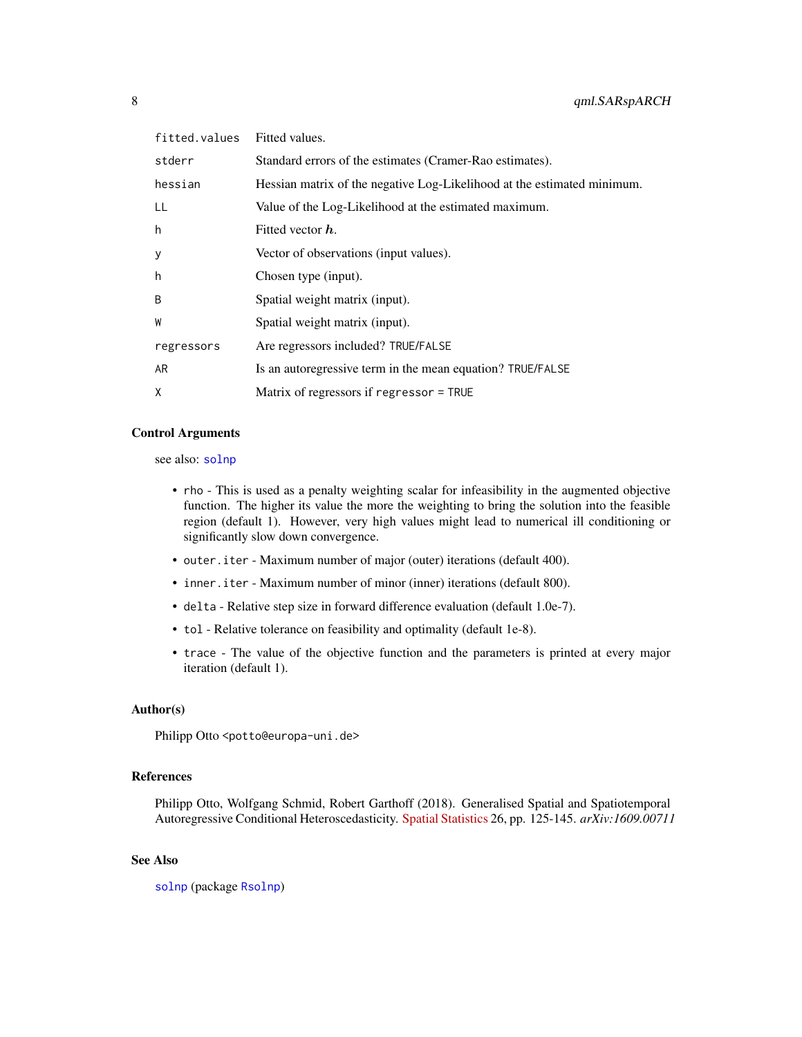| | |
|---|---|
| `fitted.values` | Fitted values. |
| `stderr` | Standard errors of the estimates (Cramer-Rao estimates). |
| `hessian` | Hessian matrix of the negative Log-Likelihood at the estimated minimum. |
| `LL` | Value of the Log-Likelihood at the estimated maximum. |
| `h` | Fitted vector $\boldsymbol{h}$. |
| `y` | Vector of observations (input values). |
| `h` | Chosen type (input). |
| `B` | Spatial weight matrix (input). |
| `W` | Spatial weight matrix (input). |
| `regressors` | Are regressors included? `TRUE/FALSE` |
| `AR` | Is an autoregressive term in the mean equation? `TRUE/FALSE` |
| `X` | Matrix of regressors if `regressor = TRUE` |

## Control Arguments

see also: `solnp`

- `rho` - This is used as a penalty weighting scalar for infeasibility in the augmented objective function. The higher its value the more the weighting to bring the solution into the feasible region (default 1). However, very high values might lead to numerical ill conditioning or significantly slow down convergence.
- `outer.iter` - Maximum number of major (outer) iterations (default 400).
- `inner.iter` - Maximum number of minor (inner) iterations (default 800).
- `delta` - Relative step size in forward difference evaluation (default 1.0e-7).
- `tol` - Relative tolerance on feasibility and optimality (default 1e-8).
- `trace` - The value of the objective function and the parameters is printed at every major iteration (default 1).

## Author(s)

Philipp Otto <potto@europa-uni.de>

## References

Philipp Otto, Wolfgang Schmid, Robert Garthoff (2018). Generalised Spatial and Spatiotemporal Autoregressive Conditional Heteroscedasticity. Spatial Statistics 26, pp. 125-145. *arXiv:1609.00711*

## See Also

`solnp` (package `Rsolnp`)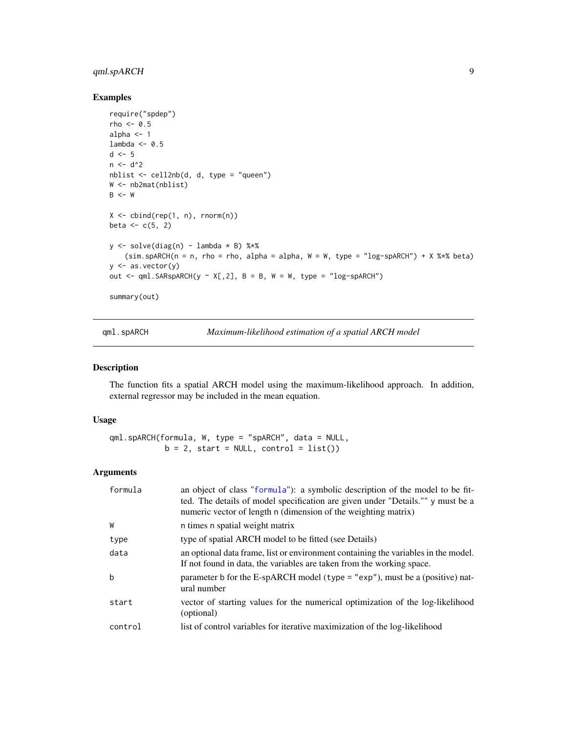### Examples

```
require("spdep")
rho <- 0.5
alpha <- 1
lambda <- 0.5
d <- 5
n <- d^2
nblist <- cell2nb(d, d, type = "queen")
W <- nb2mat(nblist)
B <- W

X <- cbind(rep(1, n), rnorm(n))
beta <- c(5, 2)

y <- solve(diag(n) - lambda * B) %*%
    (sim.spARCH(n = n, rho = rho, alpha = alpha, W = W, type = "log-spARCH") + X %*% beta)
y <- as.vector(y)
out <- qml.SARspARCH(y ~ X[,2], B = B, W = W, type = "log-spARCH")

summary(out)
```

---

## qml.spARCH — *Maximum-likelihood estimation of a spatial ARCH model*

### Description

The function fits a spatial ARCH model using the maximum-likelihood approach. In addition, external regressor may be included in the mean equation.

### Usage

```
qml.spARCH(formula, W, type = "spARCH", data = NULL,
           b = 2, start = NULL, control = list())
```

### Arguments

| | |
|---|---|
| `formula` | an object of class "formula"): a symbolic description of the model to be fitted. The details of model specification are given under "Details."" y must be a numeric vector of length n (dimension of the weighting matrix) |
| `W` | n times n spatial weight matrix |
| `type` | type of spatial ARCH model to be fitted (see Details) |
| `data` | an optional data frame, list or environment containing the variables in the model. If not found in data, the variables are taken from the working space. |
| `b` | parameter b for the E-spARCH model (type = "exp"), must be a (positive) natural number |
| `start` | vector of starting values for the numerical optimization of the log-likelihood (optional) |
| `control` | list of control variables for iterative maximization of the log-likelihood |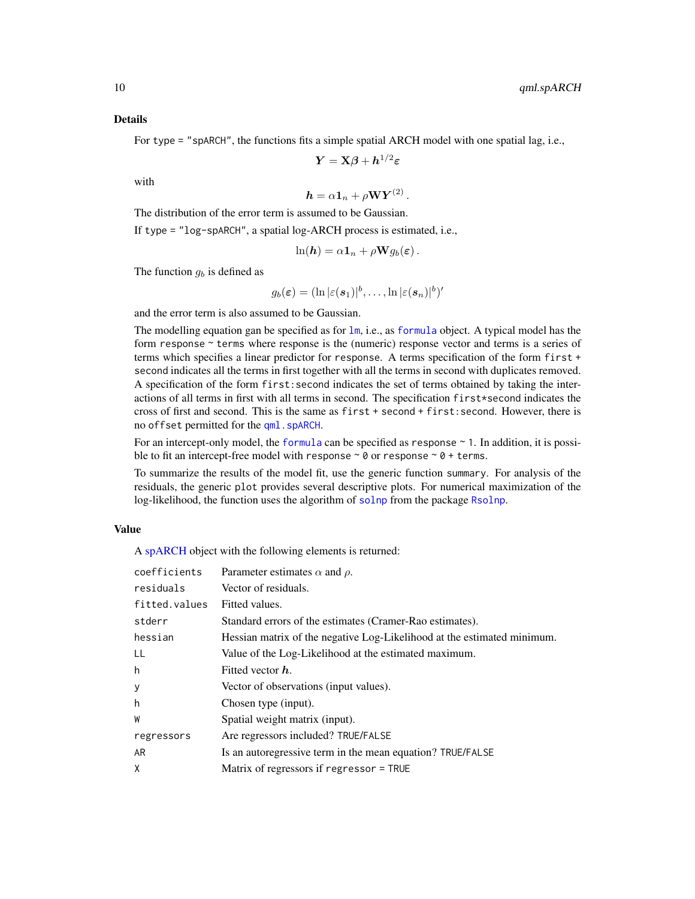### Details

For `type = "spARCH"`, the functions fits a simple spatial ARCH model with one spatial lag, i.e.,

$$\boldsymbol{Y} = \mathbf{X}\boldsymbol{\beta} + \boldsymbol{h}^{1/2}\boldsymbol{\varepsilon}$$

with

$$\boldsymbol{h} = \alpha \mathbf{1}_n + \rho \mathbf{W} \boldsymbol{Y}^{(2)} .$$

The distribution of the error term is assumed to be Gaussian.

If `type = "log-spARCH"`, a spatial log-ARCH process is estimated, i.e.,

$$\ln(\boldsymbol{h}) = \alpha \mathbf{1}_n + \rho \mathbf{W} g_b(\boldsymbol{\varepsilon}) .$$

The function $g_b$ is defined as

$$g_b(\boldsymbol{\varepsilon}) = (\ln|\varepsilon(\boldsymbol{s}_1)|^b, \ldots, \ln|\varepsilon(\boldsymbol{s}_n)|^b)'$$

and the error term is also assumed to be Gaussian.

The modelling equation gan be specified as for `lm`, i.e., as `formula` object. A typical model has the form `response ~ terms` where response is the (numeric) response vector and terms is a series of terms which specifies a linear predictor for `response`. A terms specification of the form `first + second` indicates all the terms in first together with all the terms in second with duplicates removed. A specification of the form `first:second` indicates the set of terms obtained by taking the interactions of all terms in first with all terms in second. The specification `first*second` indicates the cross of first and second. This is the same as `first + second + first:second`. However, there is no `offset` permitted for the `qml.spARCH`.

For an intercept-only model, the `formula` can be specified as `response ~ 1`. In addition, it is possible to fit an intercept-free model with `response ~ 0` or `response ~ 0 + terms`.

To summarize the results of the model fit, use the generic function `summary`. For analysis of the residuals, the generic `plot` provides several descriptive plots. For numerical maximization of the log-likelihood, the function uses the algorithm of `solnp` from the package `Rsolnp`.

### Value

A spARCH object with the following elements is returned:

| | |
|---|---|
| `coefficients` | Parameter estimates $\alpha$ and $\rho$. |
| `residuals` | Vector of residuals. |
| `fitted.values` | Fitted values. |
| `stderr` | Standard errors of the estimates (Cramer-Rao estimates). |
| `hessian` | Hessian matrix of the negative Log-Likelihood at the estimated minimum. |
| `LL` | Value of the Log-Likelihood at the estimated maximum. |
| `h` | Fitted vector $\boldsymbol{h}$. |
| `y` | Vector of observations (input values). |
| `h` | Chosen type (input). |
| `W` | Spatial weight matrix (input). |
| `regressors` | Are regressors included? `TRUE/FALSE` |
| `AR` | Is an autoregressive term in the mean equation? `TRUE/FALSE` |
| `X` | Matrix of regressors if `regressor = TRUE` |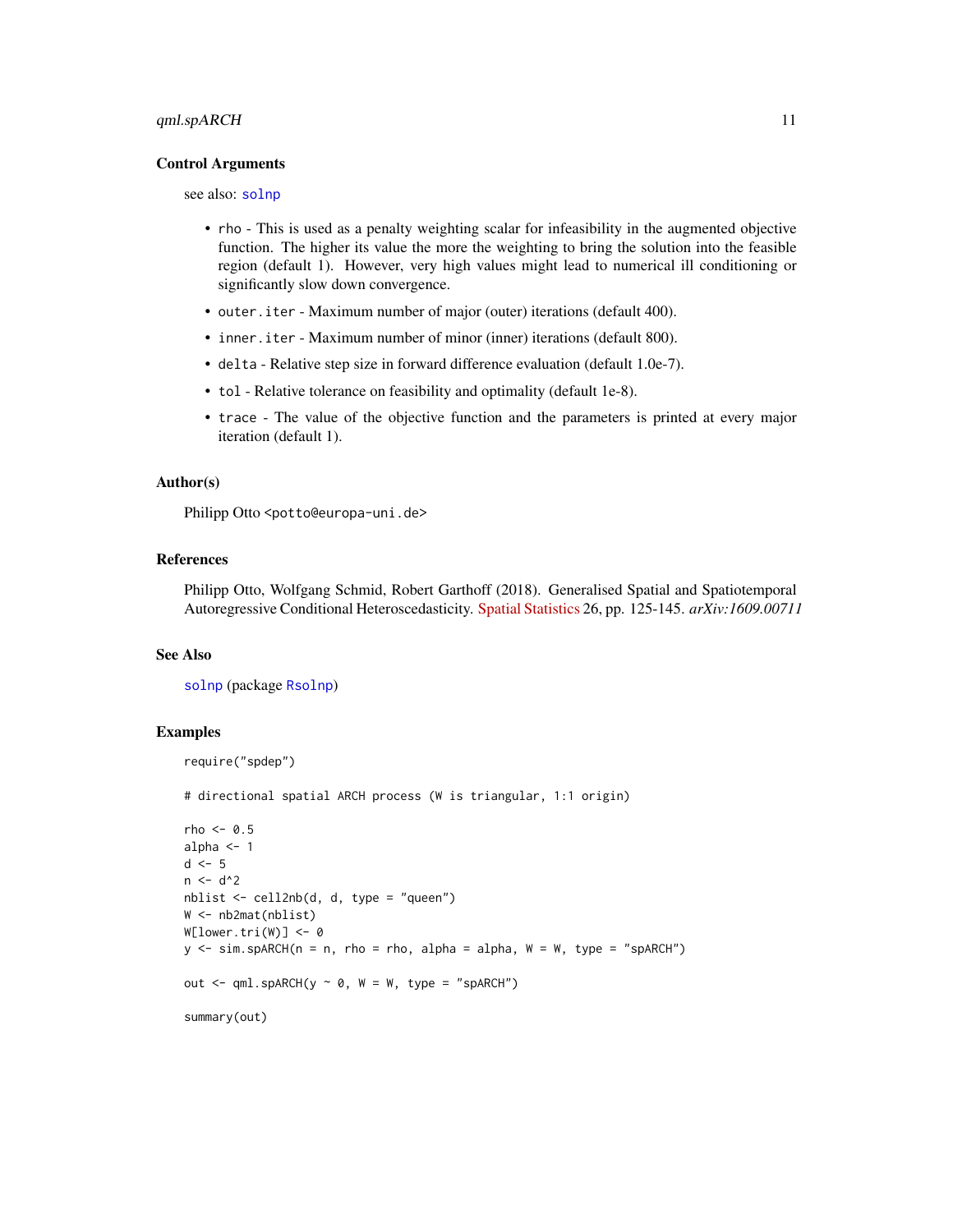### Control Arguments

see also: `solnp`

- `rho` - This is used as a penalty weighting scalar for infeasibility in the augmented objective function. The higher its value the more the weighting to bring the solution into the feasible region (default 1). However, very high values might lead to numerical ill conditioning or significantly slow down convergence.
- `outer.iter` - Maximum number of major (outer) iterations (default 400).
- `inner.iter` - Maximum number of minor (inner) iterations (default 800).
- `delta` - Relative step size in forward difference evaluation (default 1.0e-7).
- `tol` - Relative tolerance on feasibility and optimality (default 1e-8).
- `trace` - The value of the objective function and the parameters is printed at every major iteration (default 1).

### Author(s)

Philipp Otto <potto@europa-uni.de>

### References

Philipp Otto, Wolfgang Schmid, Robert Garthoff (2018). Generalised Spatial and Spatiotemporal Autoregressive Conditional Heteroscedasticity. Spatial Statistics 26, pp. 125-145. *arXiv:1609.00711*

### See Also

`solnp` (package `Rsolnp`)

### Examples

```
require("spdep")

# directional spatial ARCH process (W is triangular, 1:1 origin)

rho <- 0.5
alpha <- 1
d <- 5
n <- d^2
nblist <- cell2nb(d, d, type = "queen")
W <- nb2mat(nblist)
W[lower.tri(W)] <- 0
y <- sim.spARCH(n = n, rho = rho, alpha = alpha, W = W, type = "spARCH")

out <- qml.spARCH(y ~ 0, W = W, type = "spARCH")

summary(out)
```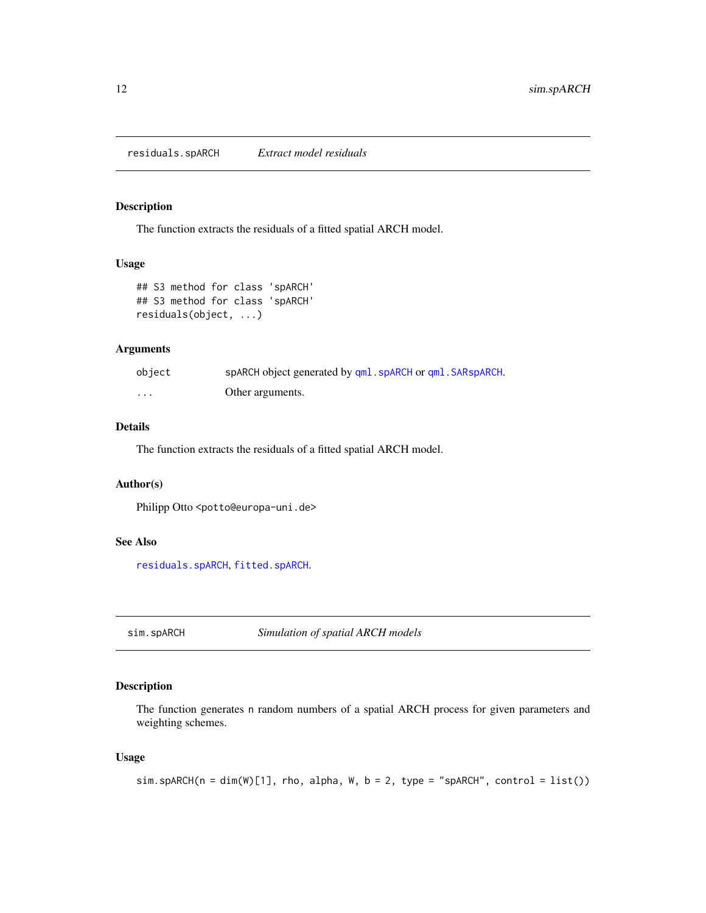## residuals.spARCH *Extract model residuals*

### Description

The function extracts the residuals of a fitted spatial ARCH model.

### Usage

```
## S3 method for class 'spARCH'
## S3 method for class 'spARCH'
residuals(object, ...)
```

### Arguments

| | |
|---|---|
| object | spARCH object generated by qml.spARCH or qml.SARspARCH. |
| ... | Other arguments. |

### Details

The function extracts the residuals of a fitted spatial ARCH model.

### Author(s)

Philipp Otto <potto@europa-uni.de>

### See Also

residuals.spARCH, fitted.spARCH.

## sim.spARCH *Simulation of spatial ARCH models*

### Description

The function generates n random numbers of a spatial ARCH process for given parameters and weighting schemes.

### Usage

```
sim.spARCH(n = dim(W)[1], rho, alpha, W, b = 2, type = "spARCH", control = list())
```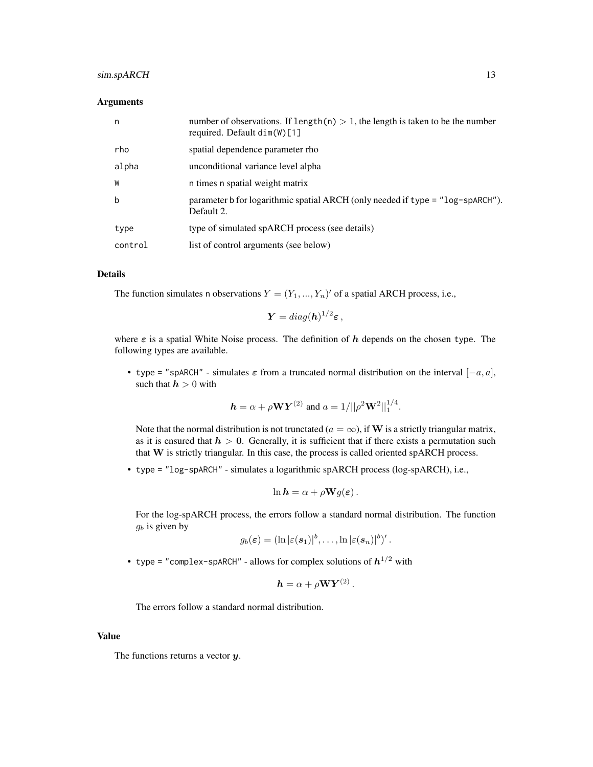### Arguments

| | |
|---|---|
| n | number of observations. If `length(n)` $> 1$, the length is taken to be the number required. Default `dim(W)[1]` |
| rho | spatial dependence parameter rho |
| alpha | unconditional variance level alpha |
| W | n times n spatial weight matrix |
| b | parameter b for logarithmic spatial ARCH (only needed if `type = "log-spARCH"`). Default 2. |
| type | type of simulated spARCH process (see details) |
| control | list of control arguments (see below) |

### Details

The function simulates n observations $Y = (Y_1, ..., Y_n)'$ of a spatial ARCH process, i.e.,

$$\boldsymbol{Y} = diag(\boldsymbol{h})^{1/2}\boldsymbol{\varepsilon}\,,$$

where $\boldsymbol{\varepsilon}$ is a spatial White Noise process. The definition of $\boldsymbol{h}$ depends on the chosen type. The following types are available.

- `type = "spARCH"` - simulates $\boldsymbol{\varepsilon}$ from a truncated normal distribution on the interval $[-a, a]$, such that $\boldsymbol{h} > 0$ with

  $$\boldsymbol{h} = \alpha + \rho\mathbf{W}\boldsymbol{Y}^{(2)} \text{ and } a = 1/||\rho^2\mathbf{W}^2||_1^{1/4}.$$

  Note that the normal distribution is not trunctated ($a = \infty$), if $\mathbf{W}$ is a strictly triangular matrix, as it is ensured that $\boldsymbol{h} > \mathbf{0}$. Generally, it is sufficient that if there exists a permutation such that $\mathbf{W}$ is strictly triangular. In this case, the process is called oriented spARCH process.

- `type = "log-spARCH"` - simulates a logarithmic spARCH process (log-spARCH), i.e.,

  $$\ln \boldsymbol{h} = \alpha + \rho\mathbf{W}g(\boldsymbol{\varepsilon})\,.$$

  For the log-spARCH process, the errors follow a standard normal distribution. The function $g_b$ is given by

  $$g_b(\boldsymbol{\varepsilon}) = (\ln|\varepsilon(\boldsymbol{s}_1)|^b, \ldots, \ln|\varepsilon(\boldsymbol{s}_n)|^b)'\,.$$

- `type = "complex-spARCH"` - allows for complex solutions of $\boldsymbol{h}^{1/2}$ with

  $$\boldsymbol{h} = \alpha + \rho\mathbf{W}\boldsymbol{Y}^{(2)}\,.$$

  The errors follow a standard normal distribution.

### Value

The functions returns a vector $\boldsymbol{y}$.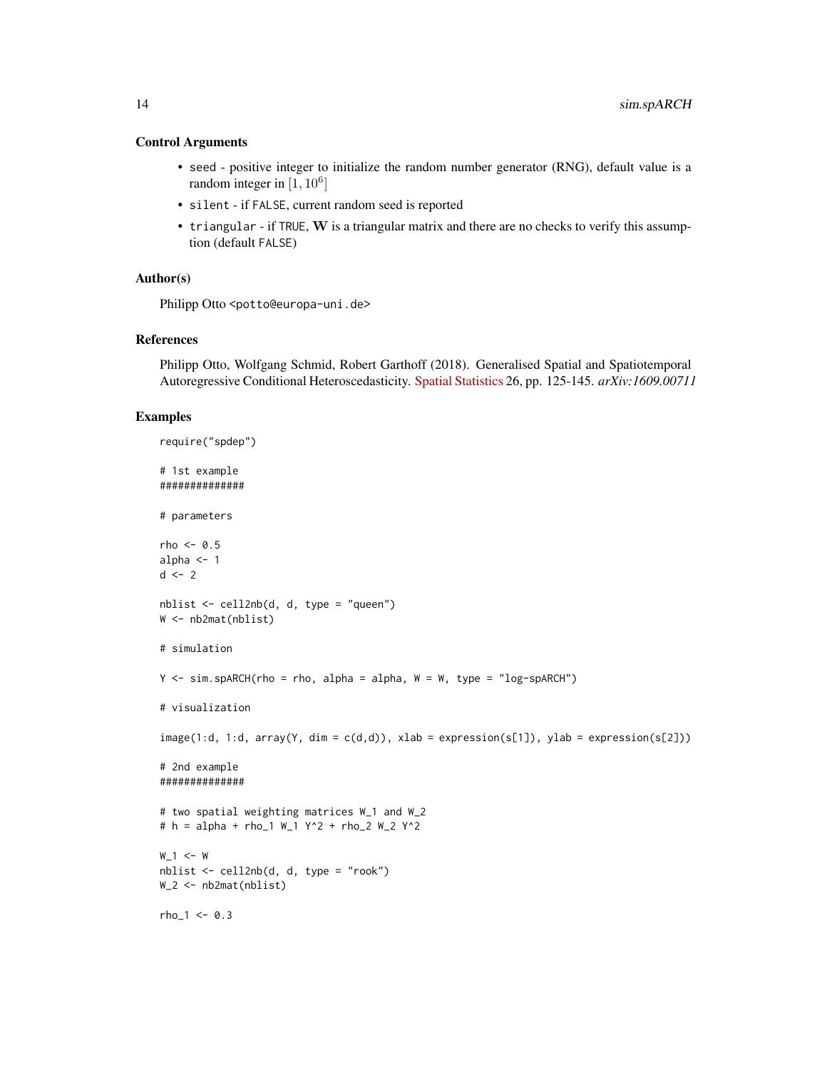### Control Arguments

- `seed` - positive integer to initialize the random number generator (RNG), default value is a random integer in $[1, 10^6]$
- `silent` - if `FALSE`, current random seed is reported
- `triangular` - if `TRUE`, $\mathbf{W}$ is a triangular matrix and there are no checks to verify this assumption (default `FALSE`)

### Author(s)

Philipp Otto <potto@europa-uni.de>

### References

Philipp Otto, Wolfgang Schmid, Robert Garthoff (2018). Generalised Spatial and Spatiotemporal Autoregressive Conditional Heteroscedasticity. Spatial Statistics 26, pp. 125-145. *arXiv:1609.00711*

### Examples

```
require("spdep")

# 1st example
##############

# parameters

rho <- 0.5
alpha <- 1
d <- 2

nblist <- cell2nb(d, d, type = "queen")
W <- nb2mat(nblist)

# simulation

Y <- sim.spARCH(rho = rho, alpha = alpha, W = W, type = "log-spARCH")

# visualization

image(1:d, 1:d, array(Y, dim = c(d,d)), xlab = expression(s[1]), ylab = expression(s[2]))

# 2nd example
##############

# two spatial weighting matrices W_1 and W_2
# h = alpha + rho_1 W_1 Y^2 + rho_2 W_2 Y^2

W_1 <- W
nblist <- cell2nb(d, d, type = "rook")
W_2 <- nb2mat(nblist)

rho_1 <- 0.3
```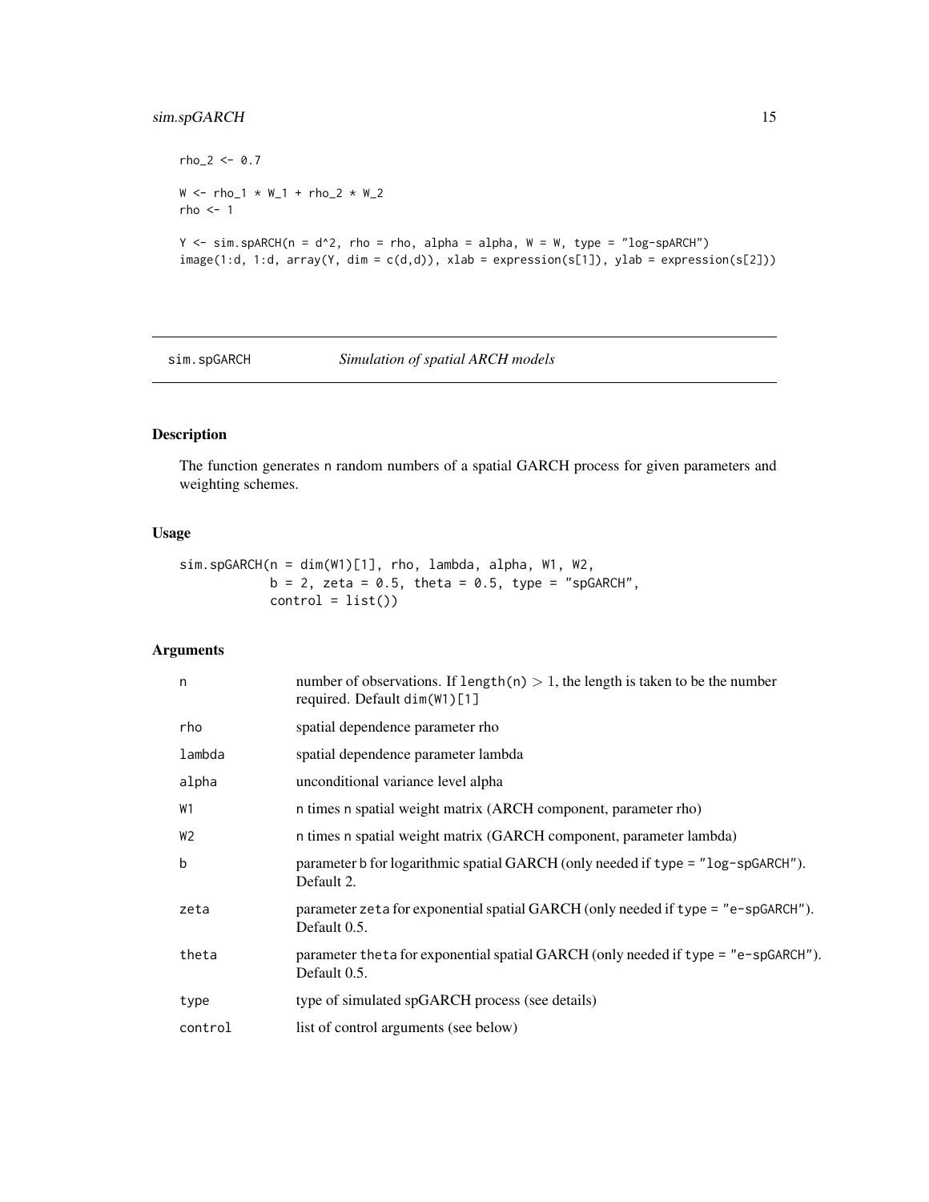```
rho_2 <- 0.7

W <- rho_1 * W_1 + rho_2 * W_2
rho <- 1

Y <- sim.spARCH(n = d^2, rho = rho, alpha = alpha, W = W, type = "log-spARCH")
image(1:d, 1:d, array(Y, dim = c(d,d)), xlab = expression(s[1]), ylab = expression(s[2]))
```

---

`sim.spGARCH` *Simulation of spatial ARCH models*

---

## Description

The function generates n random numbers of a spatial GARCH process for given parameters and weighting schemes.

## Usage

```
sim.spGARCH(n = dim(W1)[1], rho, lambda, alpha, W1, W2,
            b = 2, zeta = 0.5, theta = 0.5, type = "spGARCH",
            control = list())
```

## Arguments

| | |
|---|---|
| n | number of observations. If `length(n)` $> 1$, the length is taken to be the number required. Default `dim(W1)[1]` |
| rho | spatial dependence parameter rho |
| lambda | spatial dependence parameter lambda |
| alpha | unconditional variance level alpha |
| W1 | n times n spatial weight matrix (ARCH component, parameter rho) |
| W2 | n times n spatial weight matrix (GARCH component, parameter lambda) |
| b | parameter b for logarithmic spatial GARCH (only needed if `type = "log-spGARCH"`). Default 2. |
| zeta | parameter zeta for exponential spatial GARCH (only needed if `type = "e-spGARCH"`). Default 0.5. |
| theta | parameter theta for exponential spatial GARCH (only needed if `type = "e-spGARCH"`). Default 0.5. |
| type | type of simulated spGARCH process (see details) |
| control | list of control arguments (see below) |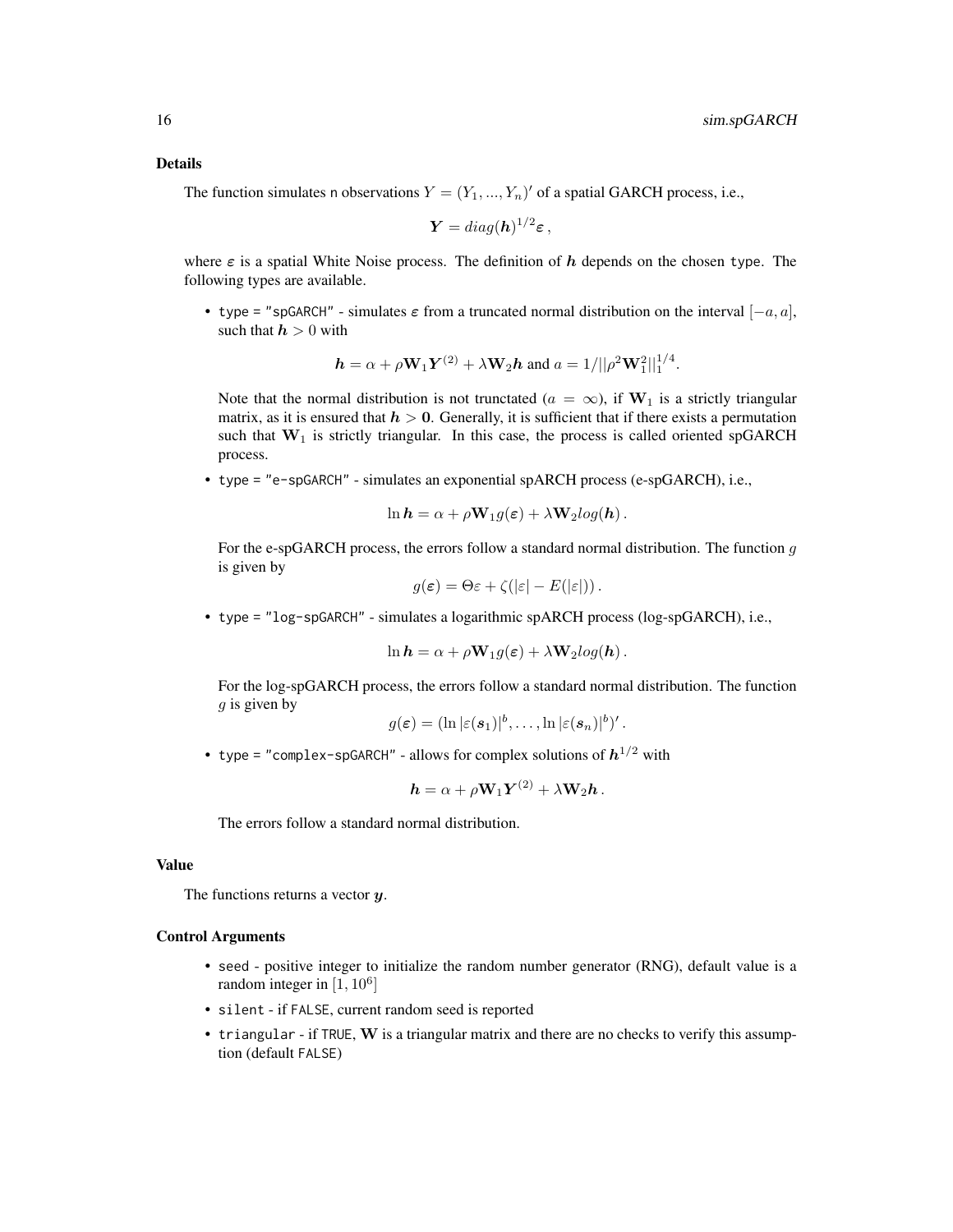## Details

The function simulates `n` observations $Y = (Y_1, ..., Y_n)'$ of a spatial GARCH process, i.e.,

$$\boldsymbol{Y} = diag(\boldsymbol{h})^{1/2}\boldsymbol{\varepsilon}\,,$$

where $\boldsymbol{\varepsilon}$ is a spatial White Noise process. The definition of $\boldsymbol{h}$ depends on the chosen `type`. The following types are available.

- `type = "spGARCH"` - simulates $\boldsymbol{\varepsilon}$ from a truncated normal distribution on the interval $[-a, a]$, such that $\boldsymbol{h} > 0$ with

  $$\boldsymbol{h} = \alpha + \rho \mathbf{W}_1 \boldsymbol{Y}^{(2)} + \lambda \mathbf{W}_2 \boldsymbol{h} \text{ and } a = 1/||\rho^2 \mathbf{W}_1^2||_1^{1/4}.$$

  Note that the normal distribution is not trunctated ($a = \infty$), if $\mathbf{W}_1$ is a strictly triangular matrix, as it is ensured that $\boldsymbol{h} > \mathbf{0}$. Generally, it is sufficient that if there exists a permutation such that $\mathbf{W}_1$ is strictly triangular. In this case, the process is called oriented spGARCH process.

- `type = "e-spGARCH"` - simulates an exponential spARCH process (e-spGARCH), i.e.,

  $$\ln \boldsymbol{h} = \alpha + \rho \mathbf{W}_1 g(\boldsymbol{\varepsilon}) + \lambda \mathbf{W}_2 log(\boldsymbol{h})\,.$$

  For the e-spGARCH process, the errors follow a standard normal distribution. The function $g$ is given by

  $$g(\boldsymbol{\varepsilon}) = \Theta \varepsilon + \zeta(|\varepsilon| - E(|\varepsilon|))\,.$$

- `type = "log-spGARCH"` - simulates a logarithmic spARCH process (log-spGARCH), i.e.,

  $$\ln \boldsymbol{h} = \alpha + \rho \mathbf{W}_1 g(\boldsymbol{\varepsilon}) + \lambda \mathbf{W}_2 log(\boldsymbol{h})\,.$$

  For the log-spGARCH process, the errors follow a standard normal distribution. The function $g$ is given by

  $$g(\boldsymbol{\varepsilon}) = (\ln |\varepsilon(\boldsymbol{s}_1)|^b, \ldots, \ln |\varepsilon(\boldsymbol{s}_n)|^b)'\,.$$

- `type = "complex-spGARCH"` - allows for complex solutions of $\boldsymbol{h}^{1/2}$ with

  $$\boldsymbol{h} = \alpha + \rho \mathbf{W}_1 \boldsymbol{Y}^{(2)} + \lambda \mathbf{W}_2 \boldsymbol{h}\,.$$

  The errors follow a standard normal distribution.

## Value

The functions returns a vector $\boldsymbol{y}$.

## Control Arguments

- `seed` - positive integer to initialize the random number generator (RNG), default value is a random integer in $[1, 10^6]$
- `silent` - if `FALSE`, current random seed is reported
- `triangular` - if `TRUE`, $\mathbf{W}$ is a triangular matrix and there are no checks to verify this assumption (default `FALSE`)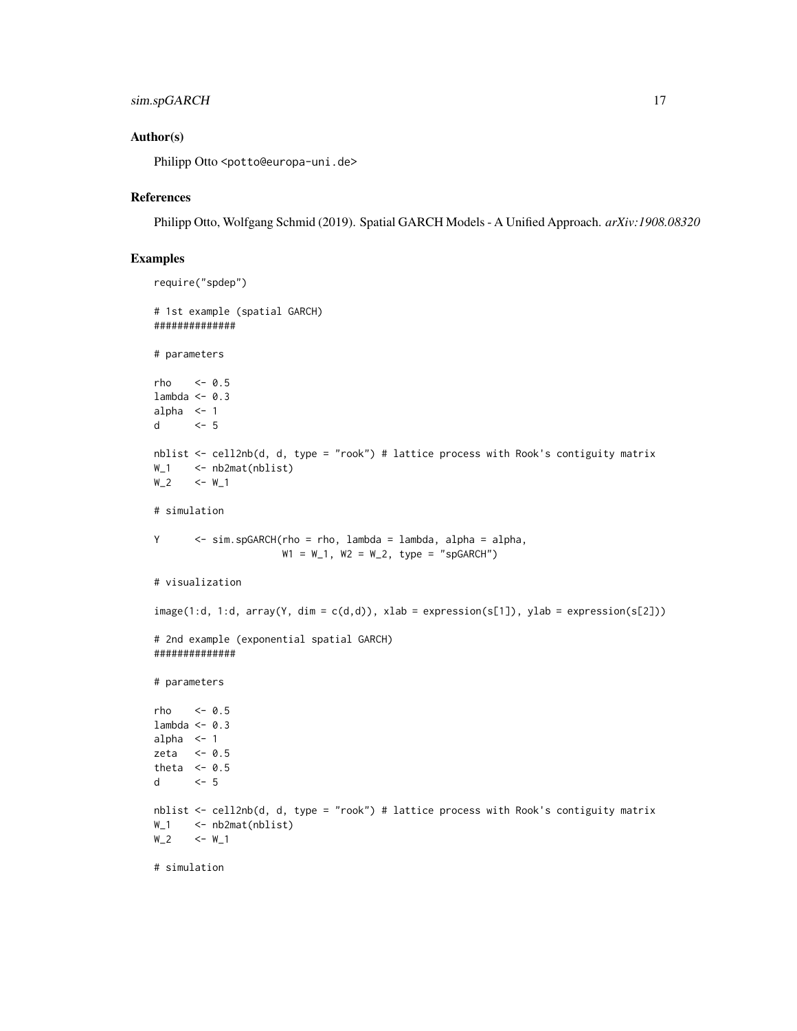## Author(s)

Philipp Otto <potto@europa-uni.de>

## References

Philipp Otto, Wolfgang Schmid (2019). Spatial GARCH Models - A Unified Approach. *arXiv:1908.08320*

## Examples

```
require("spdep")

# 1st example (spatial GARCH)
##############

# parameters

rho    <- 0.5
lambda <- 0.3
alpha  <- 1
d      <- 5

nblist <- cell2nb(d, d, type = "rook") # lattice process with Rook's contiguity matrix
W_1    <- nb2mat(nblist)
W_2    <- W_1

# simulation

Y      <- sim.spGARCH(rho = rho, lambda = lambda, alpha = alpha,
                      W1 = W_1, W2 = W_2, type = "spGARCH")

# visualization

image(1:d, 1:d, array(Y, dim = c(d,d)), xlab = expression(s[1]), ylab = expression(s[2]))

# 2nd example (exponential spatial GARCH)
##############

# parameters

rho    <- 0.5
lambda <- 0.3
alpha  <- 1
zeta   <- 0.5
theta  <- 0.5
d      <- 5

nblist <- cell2nb(d, d, type = "rook") # lattice process with Rook's contiguity matrix
W_1    <- nb2mat(nblist)
W_2    <- W_1

# simulation
```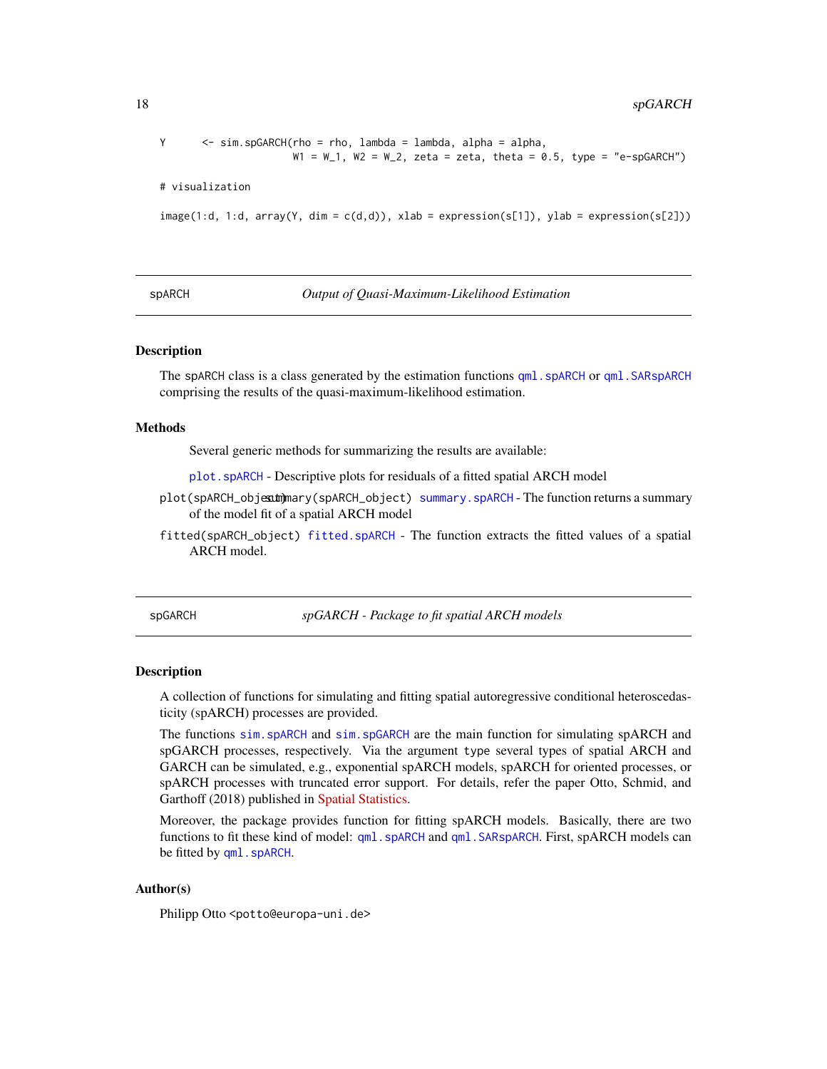```
Y      <- sim.spGARCH(rho = rho, lambda = lambda, alpha = alpha,
                      W1 = W_1, W2 = W_2, zeta = zeta, theta = 0.5, type = "e-spGARCH")

# visualization

image(1:d, 1:d, array(Y, dim = c(d,d)), xlab = expression(s[1]), ylab = expression(s[2]))
```

## spARCH — *Output of Quasi-Maximum-Likelihood Estimation*

### Description

The spARCH class is a class generated by the estimation functions qml.spARCH or qml.SARspARCH comprising the results of the quasi-maximum-likelihood estimation.

### Methods

Several generic methods for summarizing the results are available:

plot.spARCH - Descriptive plots for residuals of a fitted spatial ARCH model

`plot(spARCH_object)` `summary(spARCH_object)` summary.spARCH - The function returns a summary of the model fit of a spatial ARCH model

`fitted(spARCH_object)` fitted.spARCH - The function extracts the fitted values of a spatial ARCH model.

## spGARCH — *spGARCH - Package to fit spatial ARCH models*

### Description

A collection of functions for simulating and fitting spatial autoregressive conditional heteroscedasticity (spARCH) processes are provided.

The functions sim.spARCH and sim.spGARCH are the main function for simulating spARCH and spGARCH processes, respectively. Via the argument type several types of spatial ARCH and GARCH can be simulated, e.g., exponential spARCH models, spARCH for oriented processes, or spARCH processes with truncated error support. For details, refer the paper Otto, Schmid, and Garthoff (2018) published in Spatial Statistics.

Moreover, the package provides function for fitting spARCH models. Basically, there are two functions to fit these kind of model: qml.spARCH and qml.SARspARCH. First, spARCH models can be fitted by qml.spARCH.

### Author(s)

Philipp Otto <potto@europa-uni.de>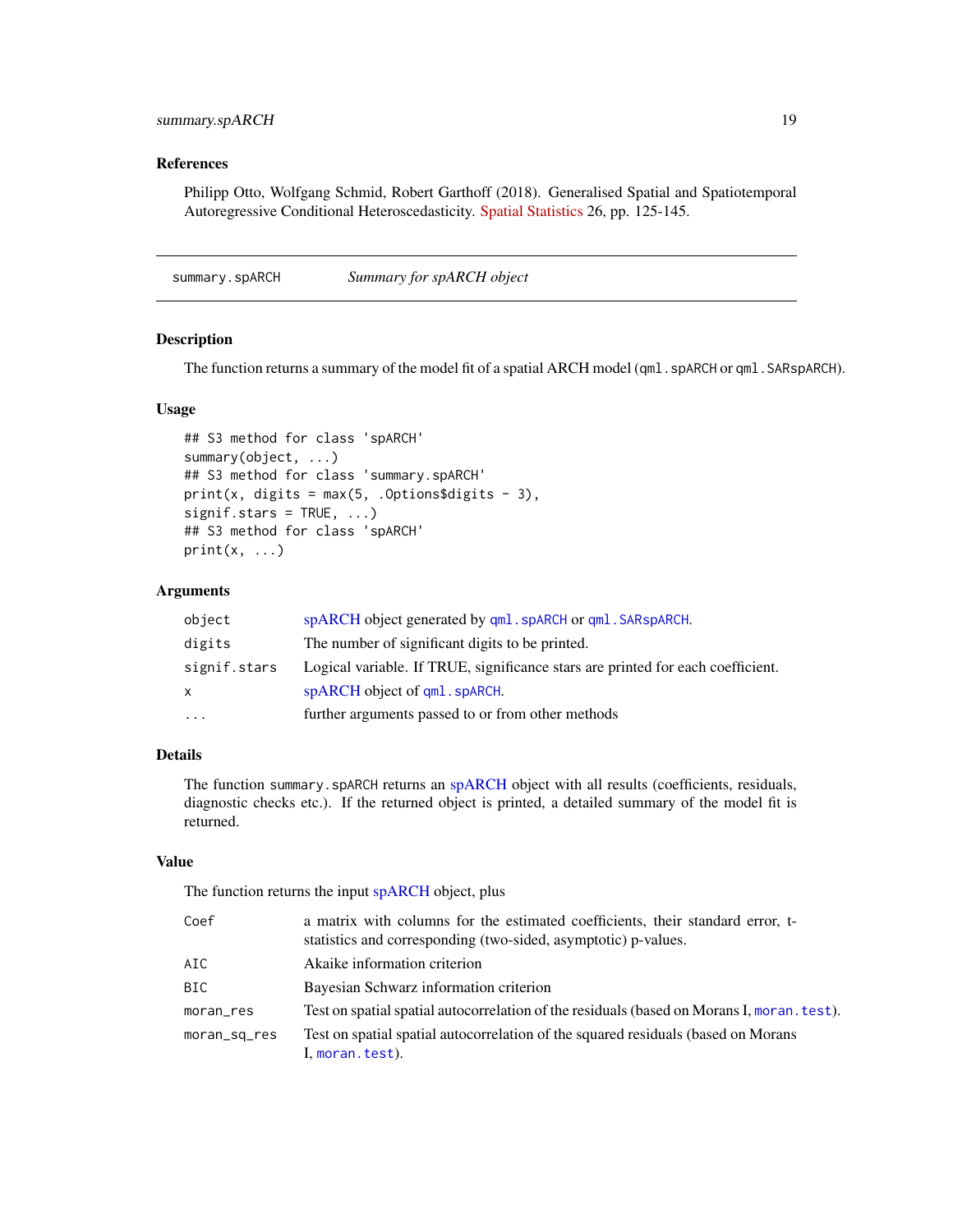### References

Philipp Otto, Wolfgang Schmid, Robert Garthoff (2018). Generalised Spatial and Spatiotemporal Autoregressive Conditional Heteroscedasticity. Spatial Statistics 26, pp. 125-145.

---

## summary.spARCH — *Summary for spARCH object*

### Description

The function returns a summary of the model fit of a spatial ARCH model (`qml.spARCH` or `qml.SARspARCH`).

### Usage

```
## S3 method for class 'spARCH'
summary(object, ...)
## S3 method for class 'summary.spARCH'
print(x, digits = max(5, .Options$digits - 3),
signif.stars = TRUE, ...)
## S3 method for class 'spARCH'
print(x, ...)
```

### Arguments

| | |
|---|---|
| `object` | spARCH object generated by `qml.spARCH` or `qml.SARspARCH`. |
| `digits` | The number of significant digits to be printed. |
| `signif.stars` | Logical variable. If TRUE, significance stars are printed for each coefficient. |
| `x` | spARCH object of `qml.spARCH`. |
| `...` | further arguments passed to or from other methods |

### Details

The function `summary.spARCH` returns an spARCH object with all results (coefficients, residuals, diagnostic checks etc.). If the returned object is printed, a detailed summary of the model fit is returned.

### Value

The function returns the input spARCH object, plus

| | |
|---|---|
| `Coef` | a matrix with columns for the estimated coefficients, their standard error, t-statistics and corresponding (two-sided, asymptotic) p-values. |
| `AIC` | Akaike information criterion |
| `BIC` | Bayesian Schwarz information criterion |
| `moran_res` | Test on spatial spatial autocorrelation of the residuals (based on Morans I, `moran.test`). |
| `moran_sq_res` | Test on spatial spatial autocorrelation of the squared residuals (based on Morans I, `moran.test`). |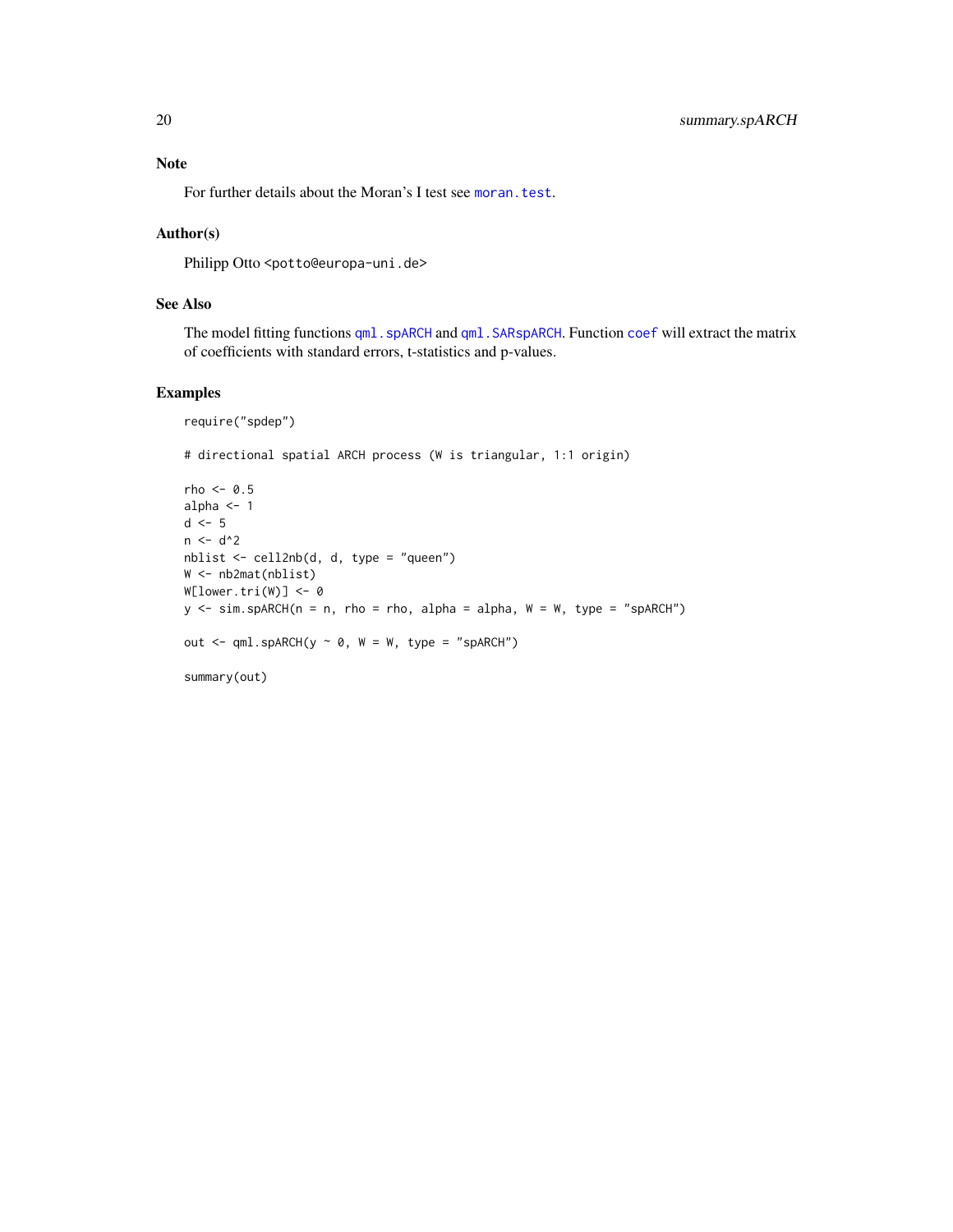## Note

For further details about the Moran's I test see `moran.test`.

## Author(s)

Philipp Otto <potto@europa-uni.de>

## See Also

The model fitting functions `qml.spARCH` and `qml.SARspARCH`. Function `coef` will extract the matrix of coefficients with standard errors, t-statistics and p-values.

## Examples

```
require("spdep")

# directional spatial ARCH process (W is triangular, 1:1 origin)

rho <- 0.5
alpha <- 1
d <- 5
n <- d^2
nblist <- cell2nb(d, d, type = "queen")
W <- nb2mat(nblist)
W[lower.tri(W)] <- 0
y <- sim.spARCH(n = n, rho = rho, alpha = alpha, W = W, type = "spARCH")

out <- qml.spARCH(y ~ 0, W = W, type = "spARCH")

summary(out)
```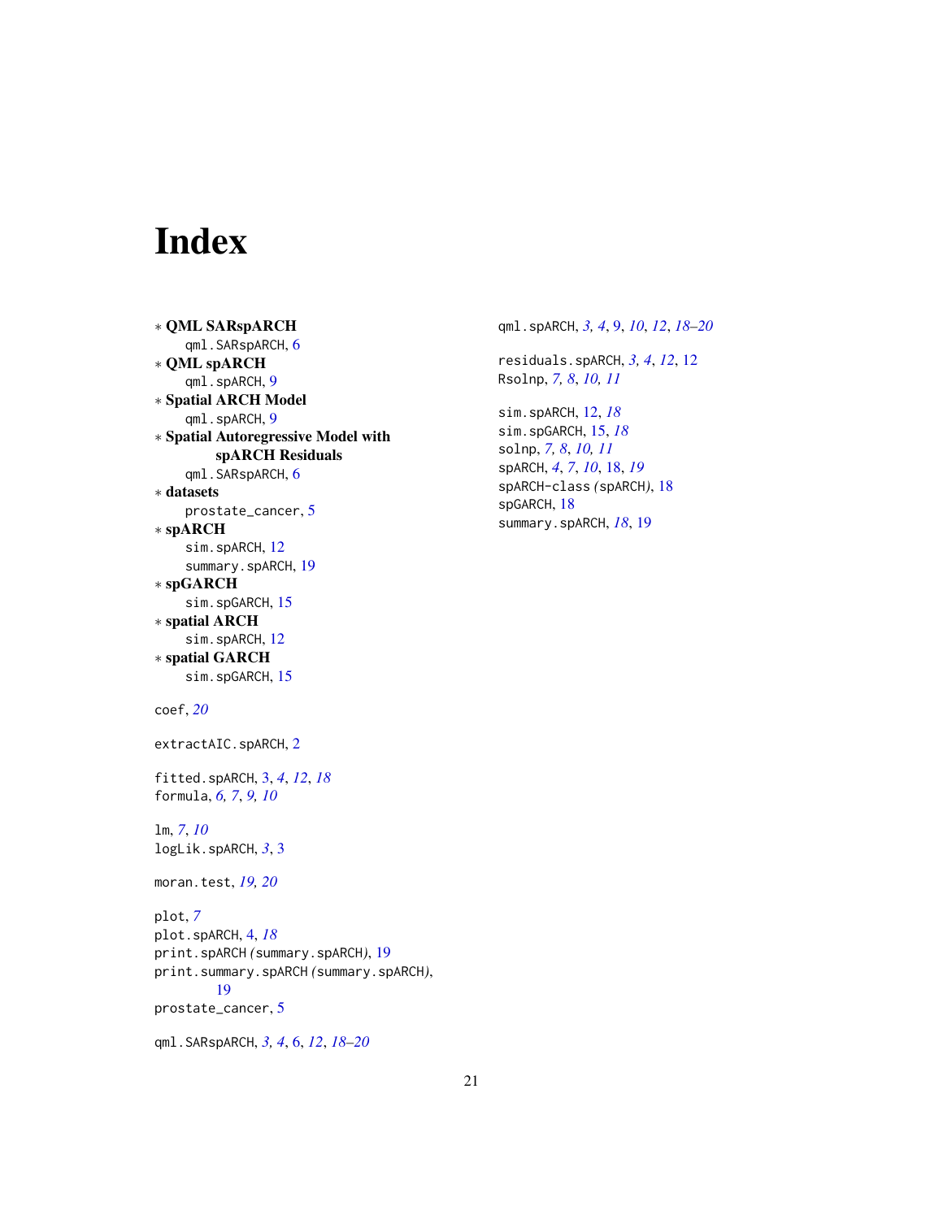# Index

* **QML SARspARCH**
  qml.SARspARCH, 6
* **QML spARCH**
  qml.spARCH, 9
* **Spatial ARCH Model**
  qml.spARCH, 9
* **Spatial Autoregressive Model with spARCH Residuals**
  qml.SARspARCH, 6
* **datasets**
  prostate_cancer, 5
* **spARCH**
  sim.spARCH, 12
  summary.spARCH, 19
* **spGARCH**
  sim.spGARCH, 15
* **spatial ARCH**
  sim.spARCH, 12
* **spatial GARCH**
  sim.spGARCH, 15

coef, *20*

extractAIC.spARCH, 2

fitted.spARCH, 3, *4*, *12*, *18*
formula, *6, 7*, *9, 10*

lm, *7*, *10*
logLik.spARCH, *3*, 3

moran.test, *19, 20*

plot, *7*
plot.spARCH, 4, *18*
print.spARCH *(*summary.spARCH*)*, 19
print.summary.spARCH *(*summary.spARCH*)*, 19
prostate_cancer, 5

qml.SARspARCH, *3, 4*, 6, *12*, *18–20*
qml.spARCH, *3, 4*, 9, *10*, *12*, *18–20*

residuals.spARCH, *3, 4*, *12*, 12
Rsolnp, *7, 8*, *10, 11*

sim.spARCH, 12, *18*
sim.spGARCH, 15, *18*
solnp, *7, 8*, *10, 11*
spARCH, *4*, *7*, *10*, 18, *19*
spARCH-class *(*spARCH*)*, 18
spGARCH, 18
summary.spARCH, *18*, 19